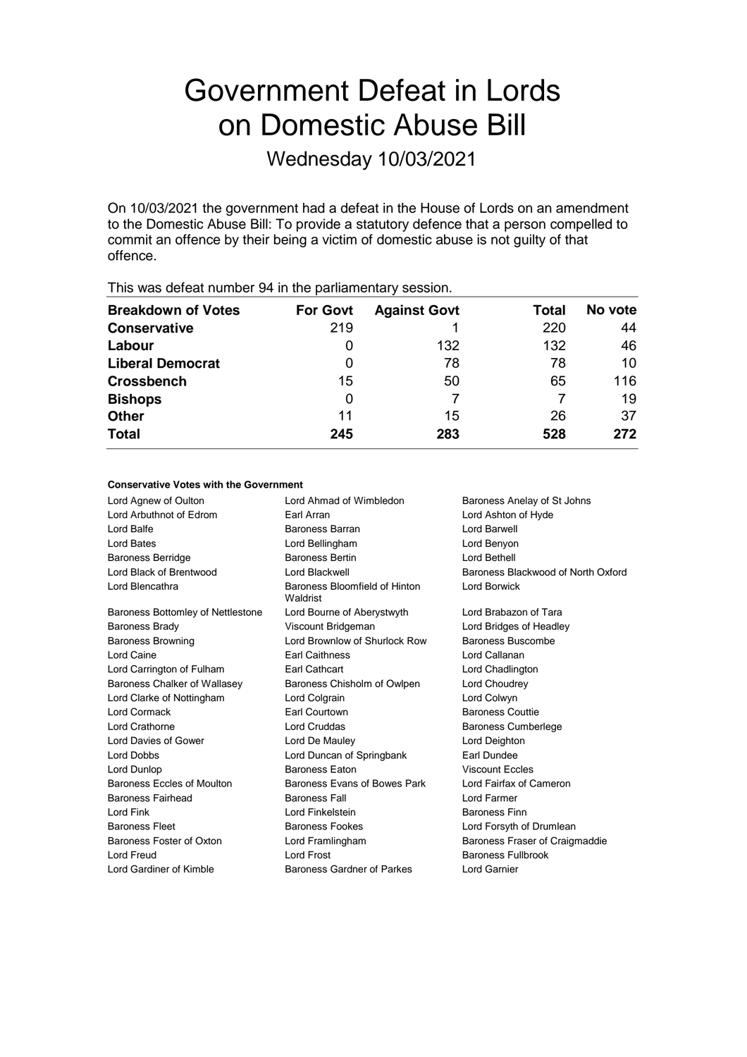# Government Defeat in Lords on Domestic Abuse Bill

## Wednesday 10/03/2021

On 10/03/2021 the government had a defeat in the House of Lords on an amendment to the Domestic Abuse Bill: To provide a statutory defence that a person compelled to commit an offence by their being a victim of domestic abuse is not guilty of that offence.

This was defeat number 94 in the parliamentary session.

| Breakdown of Votes | For Govt | Against Govt | Total | No vote |
|---|---|---|---|---|
| **Conservative** | 219 | 1 | 220 | 44 |
| **Labour** | 0 | 132 | 132 | 46 |
| **Liberal Democrat** | 0 | 78 | 78 | 10 |
| **Crossbench** | 15 | 50 | 65 | 116 |
| **Bishops** | 0 | 7 | 7 | 19 |
| **Other** | 11 | 15 | 26 | 37 |
| **Total** | **245** | **283** | **528** | **272** |

#### Conservative Votes with the Government

| | | |
|---|---|---|
| Lord Agnew of Oulton | Lord Ahmad of Wimbledon | Baroness Anelay of St Johns |
| Lord Arbuthnot of Edrom | Earl Arran | Lord Ashton of Hyde |
| Lord Balfe | Baroness Barran | Lord Barwell |
| Lord Bates | Lord Bellingham | Lord Benyon |
| Baroness Berridge | Baroness Bertin | Lord Bethell |
| Lord Black of Brentwood | Lord Blackwell | Baroness Blackwood of North Oxford |
| Lord Blencathra | Baroness Bloomfield of Hinton Waldrist | Lord Borwick |
| Baroness Bottomley of Nettlestone | Lord Bourne of Aberystwyth | Lord Brabazon of Tara |
| Baroness Brady | Viscount Bridgeman | Lord Bridges of Headley |
| Baroness Browning | Lord Brownlow of Shurlock Row | Baroness Buscombe |
| Lord Caine | Earl Caithness | Lord Callanan |
| Lord Carrington of Fulham | Earl Cathcart | Lord Chadlington |
| Baroness Chalker of Wallasey | Baroness Chisholm of Owlpen | Lord Choudrey |
| Lord Clarke of Nottingham | Lord Colgrain | Lord Colwyn |
| Lord Cormack | Earl Courtown | Baroness Couttie |
| Lord Crathorne | Lord Cruddas | Baroness Cumberlege |
| Lord Davies of Gower | Lord De Mauley | Lord Deighton |
| Lord Dobbs | Lord Duncan of Springbank | Earl Dundee |
| Lord Dunlop | Baroness Eaton | Viscount Eccles |
| Baroness Eccles of Moulton | Baroness Evans of Bowes Park | Lord Fairfax of Cameron |
| Baroness Fairhead | Baroness Fall | Lord Farmer |
| Lord Fink | Lord Finkelstein | Baroness Finn |
| Baroness Fleet | Baroness Fookes | Lord Forsyth of Drumlean |
| Baroness Foster of Oxton | Lord Framlingham | Baroness Fraser of Craigmaddie |
| Lord Freud | Lord Frost | Baroness Fullbrook |
| Lord Gardiner of Kimble | Baroness Gardner of Parkes | Lord Garnier |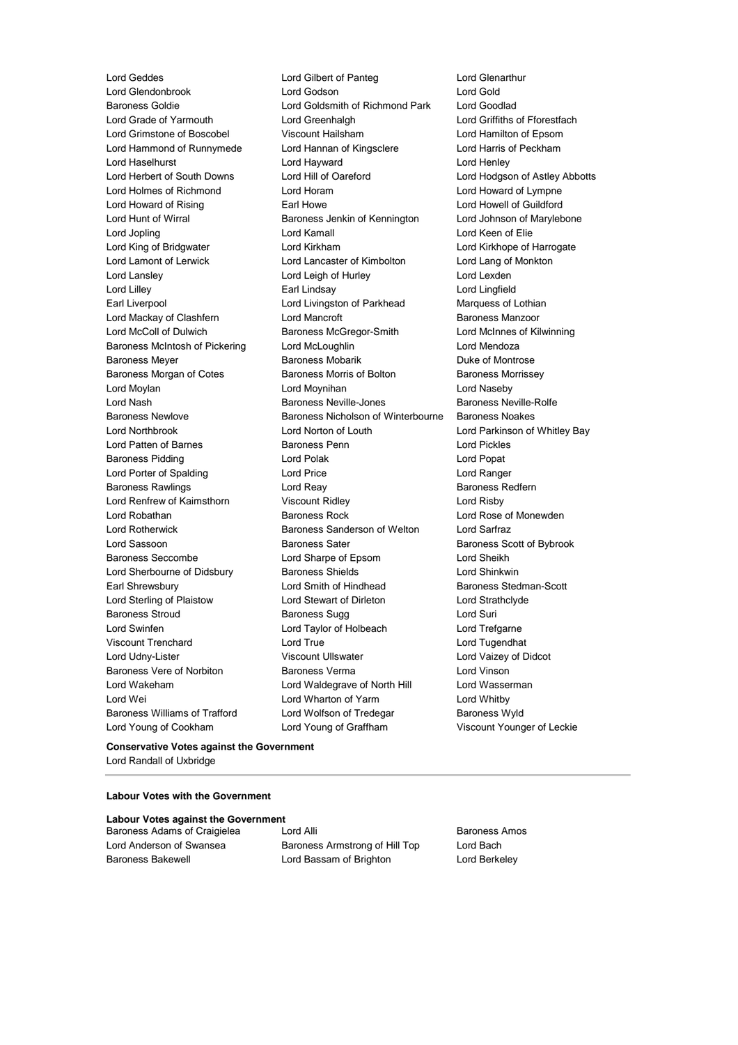Lord Geddes
Lord Gilbert of Panteg
Lord Glenarthur
Lord Glendonbrook
Lord Godson
Lord Gold
Baroness Goldie
Lord Goldsmith of Richmond Park
Lord Goodlad
Lord Grade of Yarmouth
Lord Greenhalgh
Lord Griffiths of Fforestfach
Lord Grimstone of Boscobel
Viscount Hailsham
Lord Hamilton of Epsom
Lord Hammond of Runnymede
Lord Hannan of Kingsclere
Lord Harris of Peckham
Lord Haselhurst
Lord Hayward
Lord Henley
Lord Herbert of South Downs
Lord Hill of Oareford
Lord Hodgson of Astley Abbotts
Lord Holmes of Richmond
Lord Horam
Lord Howard of Lympne
Lord Howard of Rising
Earl Howe
Lord Howell of Guildford
Lord Hunt of Wirral
Baroness Jenkin of Kennington
Lord Johnson of Marylebone
Lord Jopling
Lord Kamall
Lord Keen of Elie
Lord King of Bridgwater
Lord Kirkham
Lord Kirkhope of Harrogate
Lord Lamont of Lerwick
Lord Lancaster of Kimbolton
Lord Lang of Monkton
Lord Lansley
Lord Leigh of Hurley
Lord Lexden
Lord Lilley
Earl Lindsay
Lord Lingfield
Earl Liverpool
Lord Livingston of Parkhead
Marquess of Lothian
Lord Mackay of Clashfern
Lord Mancroft
Baroness Manzoor
Lord McColl of Dulwich
Baroness McGregor-Smith
Lord McInnes of Kilwinning
Baroness McIntosh of Pickering
Lord McLoughlin
Lord Mendoza
Baroness Meyer
Baroness Mobarik
Duke of Montrose
Baroness Morgan of Cotes
Baroness Morris of Bolton
Baroness Morrissey
Lord Moylan
Lord Moynihan
Lord Naseby
Lord Nash
Baroness Neville-Jones
Baroness Neville-Rolfe
Baroness Newlove
Baroness Nicholson of Winterbourne
Baroness Noakes
Lord Northbrook
Lord Norton of Louth
Lord Parkinson of Whitley Bay
Lord Patten of Barnes
Baroness Penn
Lord Pickles
Baroness Pidding
Lord Polak
Lord Popat
Lord Porter of Spalding
Lord Price
Lord Ranger
Baroness Rawlings
Lord Reay
Baroness Redfern
Lord Renfrew of Kaimsthorn
Viscount Ridley
Lord Risby
Lord Robathan
Baroness Rock
Lord Rose of Monewden
Lord Rotherwick
Baroness Sanderson of Welton
Lord Sarfraz
Lord Sassoon
Baroness Sater
Baroness Scott of Bybrook
Baroness Seccombe
Lord Sharpe of Epsom
Lord Sheikh
Lord Sherbourne of Didsbury
Baroness Shields
Lord Shinkwin
Earl Shrewsbury
Lord Smith of Hindhead
Baroness Stedman-Scott
Lord Sterling of Plaistow
Lord Stewart of Dirleton
Lord Strathclyde
Baroness Stroud
Baroness Sugg
Lord Suri
Lord Swinfen
Lord Taylor of Holbeach
Lord Trefgarne
Viscount Trenchard
Lord True
Lord Tugendhat
Lord Udny-Lister
Viscount Ullswater
Lord Vaizey of Didcot
Baroness Vere of Norbiton
Baroness Verma
Lord Vinson
Lord Wakeham
Lord Waldegrave of North Hill
Lord Wasserman
Lord Wei
Lord Wharton of Yarm
Lord Whitby
Baroness Williams of Trafford
Lord Wolfson of Tredegar
Baroness Wyld
Lord Young of Cookham
Lord Young of Graffham
Viscount Younger of Leckie

**Conservative Votes against the Government**

Lord Randall of Uxbridge

---

**Labour Votes with the Government**

**Labour Votes against the Government**

Baroness Adams of Craigielea
Lord Alli
Baroness Amos
Lord Anderson of Swansea
Baroness Armstrong of Hill Top
Lord Bach
Baroness Bakewell
Lord Bassam of Brighton
Lord Berkeley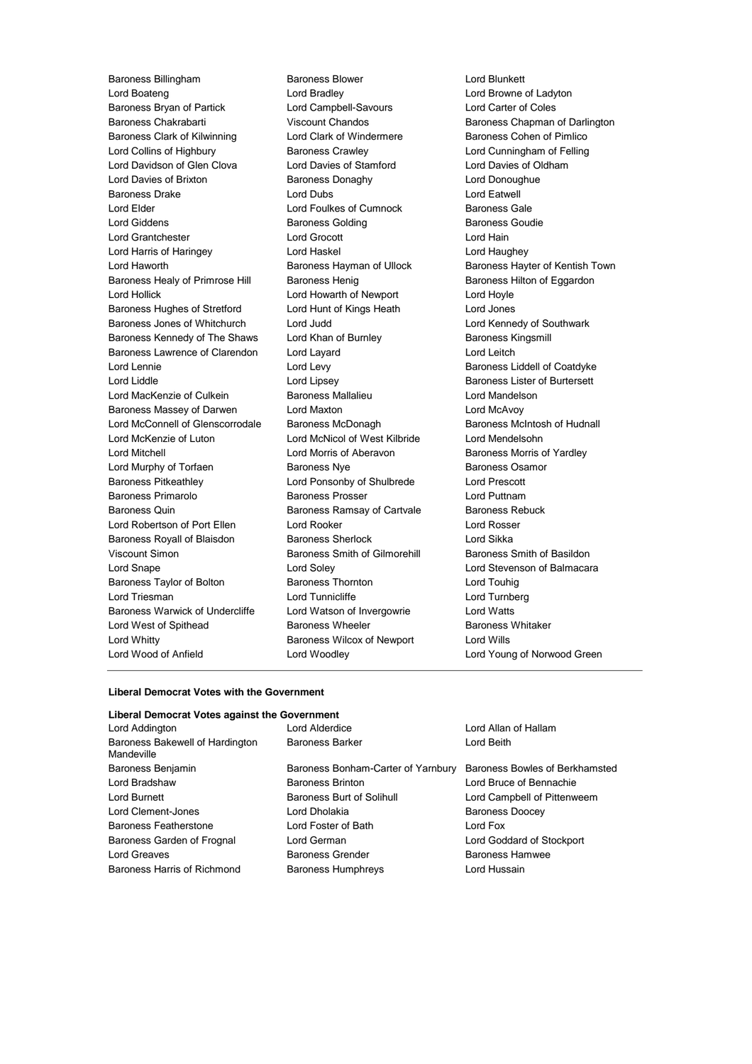Baroness Billingham
Lord Boateng
Baroness Bryan of Partick
Baroness Chakrabarti
Baroness Clark of Kilwinning
Lord Collins of Highbury
Lord Davidson of Glen Clova
Lord Davies of Brixton
Baroness Drake
Lord Elder
Lord Giddens
Lord Grantchester
Lord Harris of Haringey
Lord Haworth
Baroness Healy of Primrose Hill
Lord Hollick
Baroness Hughes of Stretford
Baroness Jones of Whitchurch
Baroness Kennedy of The Shaws
Baroness Lawrence of Clarendon
Lord Lennie
Lord Liddle
Lord MacKenzie of Culkein
Baroness Massey of Darwen
Lord McConnell of Glenscorrodale
Lord McKenzie of Luton
Lord Mitchell
Lord Murphy of Torfaen
Baroness Pitkeathley
Baroness Primarolo
Baroness Quin
Lord Robertson of Port Ellen
Baroness Royall of Blaisdon
Viscount Simon
Lord Snape
Baroness Taylor of Bolton
Lord Triesman
Baroness Warwick of Undercliffe
Lord West of Spithead
Lord Whitty
Lord Wood of Anfield
Baroness Blower
Lord Bradley
Lord Campbell-Savours
Viscount Chandos
Lord Clark of Windermere
Baroness Crawley
Lord Davies of Stamford
Baroness Donaghy
Lord Dubs
Lord Foulkes of Cumnock
Baroness Golding
Lord Grocott
Lord Haskel
Baroness Hayman of Ullock
Baroness Henig
Lord Howarth of Newport
Lord Hunt of Kings Heath
Lord Judd
Lord Khan of Burnley
Lord Layard
Lord Levy
Lord Lipsey
Baroness Mallalieu
Lord Maxton
Baroness McDonagh
Lord McNicol of West Kilbride
Lord Morris of Aberavon
Baroness Nye
Lord Ponsonby of Shulbrede
Baroness Prosser
Baroness Ramsay of Cartvale
Lord Rooker
Baroness Sherlock
Baroness Smith of Gilmorehill
Lord Soley
Baroness Thornton
Lord Tunnicliffe
Lord Watson of Invergowrie
Baroness Wheeler
Baroness Wilcox of Newport
Lord Woodley
Lord Blunkett
Lord Browne of Ladyton
Lord Carter of Coles
Baroness Chapman of Darlington
Baroness Cohen of Pimlico
Lord Cunningham of Felling
Lord Davies of Oldham
Lord Donoughue
Lord Eatwell
Baroness Gale
Baroness Goudie
Lord Hain
Lord Haughey
Baroness Hayter of Kentish Town
Baroness Hilton of Eggardon
Lord Hoyle
Lord Jones
Lord Kennedy of Southwark
Baroness Kingsmill
Lord Leitch
Baroness Liddell of Coatdyke
Baroness Lister of Burtersett
Lord Mandelson
Lord McAvoy
Baroness McIntosh of Hudnall
Lord Mendelsohn
Baroness Morris of Yardley
Baroness Osamor
Lord Prescott
Lord Puttnam
Baroness Rebuck
Lord Rosser
Lord Sikka
Baroness Smith of Basildon
Lord Stevenson of Balmacara
Lord Touhig
Lord Turnberg
Lord Watts
Baroness Whitaker
Lord Wills
Lord Young of Norwood Green

---

**Liberal Democrat Votes with the Government**

**Liberal Democrat Votes against the Government**

Lord Addington
Baroness Bakewell of Hardington Mandeville
Baroness Benjamin
Lord Bradshaw
Lord Burnett
Lord Clement-Jones
Baroness Featherstone
Baroness Garden of Frognal
Lord Greaves
Baroness Harris of Richmond
Lord Alderdice
Baroness Barker
Baroness Bonham-Carter of Yarnbury
Baroness Brinton
Baroness Burt of Solihull
Lord Dholakia
Lord Foster of Bath
Lord German
Baroness Grender
Baroness Humphreys
Lord Allan of Hallam
Lord Beith
Baroness Bowles of Berkhamsted
Lord Bruce of Bennachie
Lord Campbell of Pittenweem
Baroness Doocey
Lord Fox
Lord Goddard of Stockport
Baroness Hamwee
Lord Hussain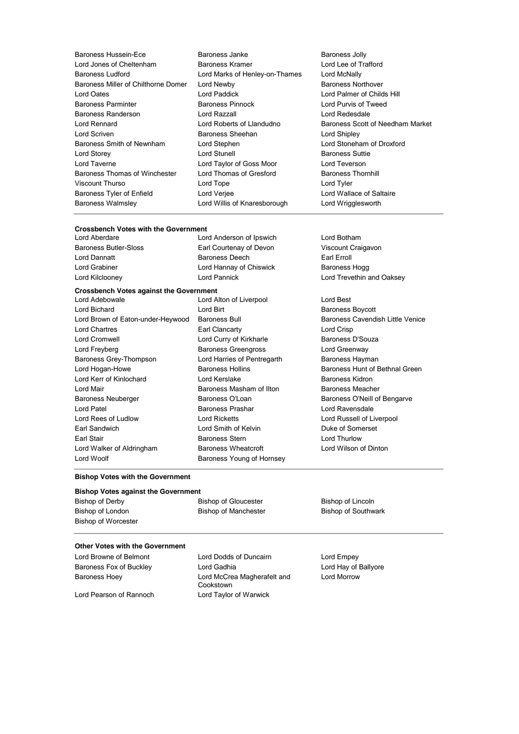Baroness Hussein-Ece
Baroness Janke
Baroness Jolly
Lord Jones of Cheltenham
Baroness Kramer
Lord Lee of Trafford
Baroness Ludford
Lord Marks of Henley-on-Thames
Lord McNally
Baroness Miller of Chilthorne Domer
Lord Newby
Baroness Northover
Lord Oates
Lord Paddick
Lord Palmer of Childs Hill
Baroness Parminter
Baroness Pinnock
Lord Purvis of Tweed
Baroness Randerson
Lord Razzall
Lord Redesdale
Lord Rennard
Lord Roberts of Llandudno
Baroness Scott of Needham Market
Lord Scriven
Baroness Sheehan
Lord Shipley
Baroness Smith of Newnham
Lord Stephen
Lord Stoneham of Droxford
Lord Storey
Lord Stunell
Baroness Suttie
Lord Taverne
Lord Taylor of Goss Moor
Lord Teverson
Baroness Thomas of Winchester
Lord Thomas of Gresford
Baroness Thornhill
Viscount Thurso
Lord Tope
Lord Tyler
Baroness Tyler of Enfield
Lord Verjee
Lord Wallace of Saltaire
Baroness Walmsley
Lord Willis of Knaresborough
Lord Wrigglesworth

---

**Crossbench Votes with the Government**

Lord Aberdare
Lord Anderson of Ipswich
Lord Botham
Baroness Butler-Sloss
Earl Courtenay of Devon
Viscount Craigavon
Lord Dannatt
Baroness Deech
Earl Erroll
Lord Grabiner
Lord Hannay of Chiswick
Baroness Hogg
Lord Kilclooney
Lord Pannick
Lord Trevethin and Oaksey

**Crossbench Votes against the Government**

Lord Adebowale
Lord Alton of Liverpool
Lord Best
Lord Bichard
Lord Birt
Baroness Boycott
Lord Brown of Eaton-under-Heywood
Baroness Bull
Baroness Cavendish Little Venice
Lord Chartres
Earl Clancarty
Lord Crisp
Lord Cromwell
Lord Curry of Kirkharle
Baroness D'Souza
Lord Freyberg
Baroness Greengross
Lord Greenway
Baroness Grey-Thompson
Lord Harries of Pentregarth
Baroness Hayman
Lord Hogan-Howe
Baroness Hollins
Baroness Hunt of Bethnal Green
Lord Kerr of Kinlochard
Lord Kerslake
Baroness Kidron
Lord Mair
Baroness Masham of Ilton
Baroness Meacher
Baroness Neuberger
Baroness O'Loan
Baroness O'Neill of Bengarve
Lord Patel
Baroness Prashar
Lord Ravensdale
Lord Rees of Ludlow
Lord Ricketts
Lord Russell of Liverpool
Earl Sandwich
Lord Smith of Kelvin
Duke of Somerset
Earl Stair
Baroness Stern
Lord Thurlow
Lord Walker of Aldringham
Baroness Wheatcroft
Lord Wilson of Dinton
Lord Woolf
Baroness Young of Hornsey

---

**Bishop Votes with the Government**

**Bishop Votes against the Government**

Bishop of Derby
Bishop of Gloucester
Bishop of Lincoln
Bishop of London
Bishop of Manchester
Bishop of Southwark
Bishop of Worcester

---

**Other Votes with the Government**

Lord Browne of Belmont
Lord Dodds of Duncairn
Lord Empey
Baroness Fox of Buckley
Lord Gadhia
Lord Hay of Ballyore
Baroness Hoey
Lord McCrea Magherafelt and Cookstown
Lord Morrow
Lord Pearson of Rannoch
Lord Taylor of Warwick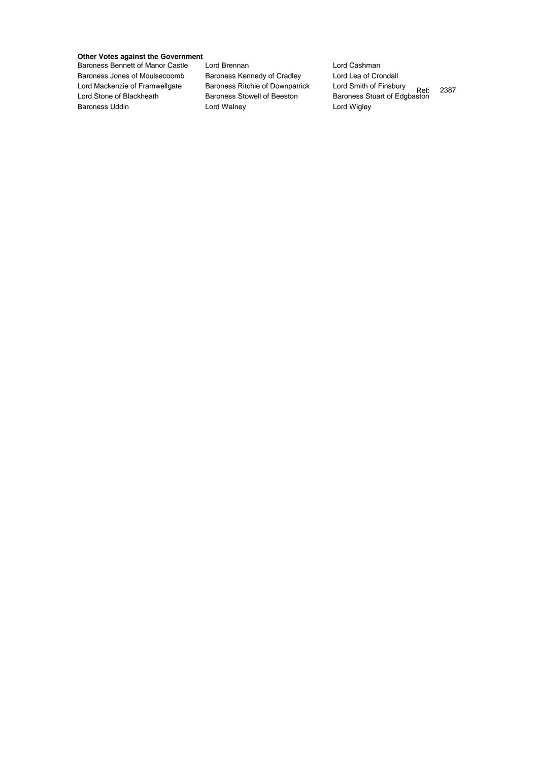**Other Votes against the Government**

| | | |
|---|---|---|
| Baroness Bennett of Manor Castle | Lord Brennan | Lord Cashman |
| Baroness Jones of Moulsecoomb | Baroness Kennedy of Cradley | Lord Lea of Crondall |
| Lord Mackenzie of Framwellgate | Baroness Ritchie of Downpatrick | Lord Smith of Finsbury |
| Lord Stone of Blackheath | Baroness Stowell of Beeston | Baroness Stuart of Edgbaston |
| Baroness Uddin | Lord Walney | Lord Wigley |

Ref: 2387